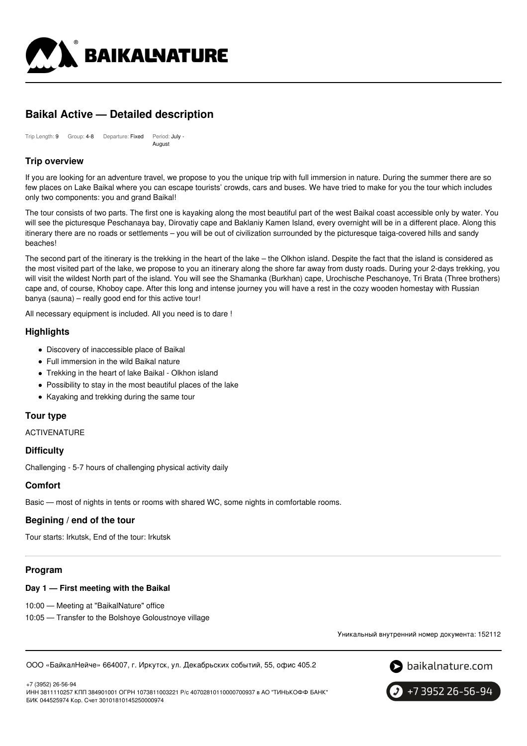# Baikal Active — Detailed description

Trip Length: 9 Group: 4-8 Departure: Fixed Period: July - August

## Trip overview

If you are looking for an adventure travel, we propose to you the unique trip with full immersion in nature. During the summer there are so few places on Lake Baikal where you can escape tourists' crowds, cars and buses. We have tried to make for you the tour which includes only two components: you and grand Baikal!

The tour consists of two parts. The first one is kayaking along the most beautiful part of the west Baikal coast accessible only by water. You will see the picturesque Peschanaya bay, Dirovatiy cape and Baklaniy Kamen Island, every overnight will be in a different place. Along this itinerary there are no roads or settlements – you will be out of civilization surrounded by the picturesque taiga-covered hills and sandy beaches!

The second part of the itinerary is the trekking in the heart of the lake – the Olkhon island. Despite the fact that the island is considered as the most visited part of the lake, we propose to you an itinerary along the shore far away from dusty roads. During your 2-days trekking, you will visit the wildest North part of the island. You will see the Shamanka (Burkhan) cape, Urochische Peschanoye, Tri Brata (Three brothers) cape and, of course, Khoboy cape. After this long and intense journey you will have a rest in the cozy wooden homestay with Russian banya (sauna) – really good end for this active tour!

All necessary equipment is included. All you need is to dare !

## Highlights

- Discovery of inaccessible place of Baikal
- Full immersion in the wild Baikal nature
- Trekking in the heart of lake Baikal - Olkhon island
- Possibility to stay in the most beautiful places of the lake
- Kayaking and trekking during the same tour

## Tour type

ACTIVENATURE

## Difficulty

Challenging - 5-7 hours of challenging physical activity daily

## Comfort

Basic — most of nights in tents or rooms with shared WC, some nights in comfortable rooms.

## Begining / end of the tour

Tour starts: Irkutsk, End of the tour: Irkutsk

## Program

### Day 1 — First meeting with the Baikal

10:00 — Meeting at "BaikalNature" office

10:05 — Transfer to the Bolshoye Goloustnoye village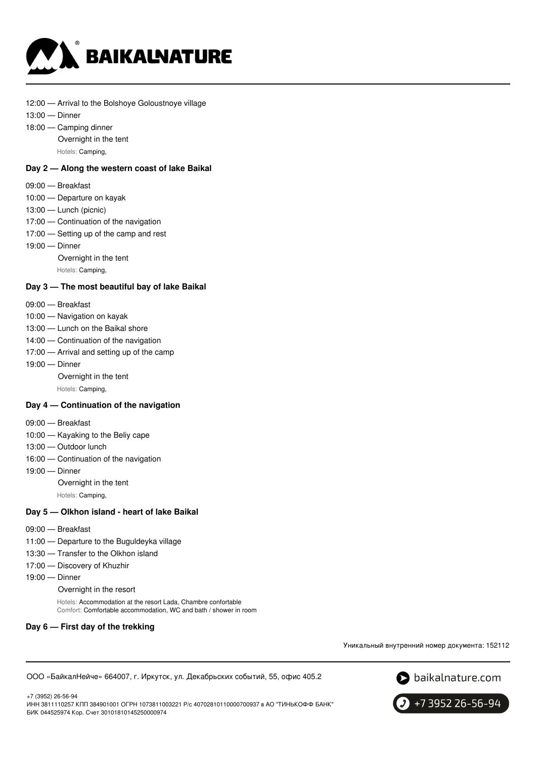12:00 — Arrival to the Bolshoye Goloustnoye village

13:00 — Dinner

18:00 — Camping dinner

Overnight in the tent

Hotels: Camping,

### Day 2 — Along the western coast of lake Baikal

09:00 — Breakfast

10:00 — Departure on kayak

13:00 — Lunch (picnic)

17:00 — Continuation of the navigation

17:00 — Setting up of the camp and rest

19:00 — Dinner

Overnight in the tent

Hotels: Camping,

### Day 3 — The most beautiful bay of lake Baikal

09:00 — Breakfast

10:00 — Navigation on kayak

13:00 — Lunch on the Baikal shore

14:00 — Continuation of the navigation

17:00 — Arrival and setting up of the camp

19:00 — Dinner

Overnight in the tent

Hotels: Camping,

### Day 4 — Continuation of the navigation

09:00 — Breakfast

10:00 — Kayaking to the Beliy cape

13:00 — Outdoor lunch

16:00 — Continuation of the navigation

19:00 — Dinner

Overnight in the tent

Hotels: Camping,

### Day 5 — Olkhon island - heart of lake Baikal

09:00 — Breakfast

11:00 — Departure to the Buguldeyka village

13:30 — Transfer to the Olkhon island

17:00 — Discovery of Khuzhir

19:00 — Dinner

Overnight in the resort

Hotels: Accommodation at the resort Lada, Chambre confortable
Comfort: Comfortable accommodation, WC and bath / shower in room

### Day 6 — First day of the trekking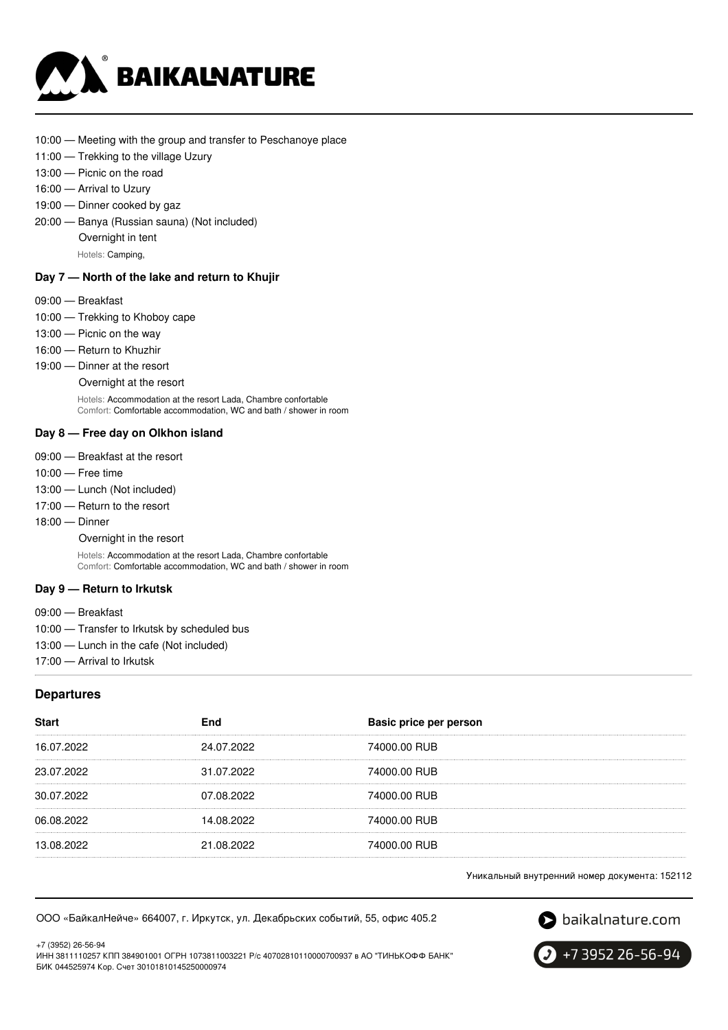10:00 — Meeting with the group and transfer to Peschanoye place
11:00 — Trekking to the village Uzury
13:00 — Picnic on the road
16:00 — Arrival to Uzury
19:00 — Dinner cooked by gaz
20:00 — Banya (Russian sauna) (Not included)
Overnight in tent
Hotels: Camping,

### Day 7 — North of the lake and return to Khujir

09:00 — Breakfast
10:00 — Trekking to Khoboy cape
13:00 — Picnic on the way
16:00 — Return to Khuzhir
19:00 — Dinner at the resort
Overnight at the resort
Hotels: Accommodation at the resort Lada, Chambre confortable
Comfort: Comfortable accommodation, WC and bath / shower in room

### Day 8 — Free day on Olkhon island

09:00 — Breakfast at the resort
10:00 — Free time
13:00 — Lunch (Not included)
17:00 — Return to the resort
18:00 — Dinner
Overnight in the resort
Hotels: Accommodation at the resort Lada, Chambre confortable
Comfort: Comfortable accommodation, WC and bath / shower in room

### Day 9 — Return to Irkutsk

09:00 — Breakfast
10:00 — Transfer to Irkutsk by scheduled bus
13:00 — Lunch in the cafe (Not included)
17:00 — Arrival to Irkutsk

## Departures

| Start | End | Basic price per person |
|---|---|---|
| 16.07.2022 | 24.07.2022 | 74000.00 RUB |
| 23.07.2022 | 31.07.2022 | 74000.00 RUB |
| 30.07.2022 | 07.08.2022 | 74000.00 RUB |
| 06.08.2022 | 14.08.2022 | 74000.00 RUB |
| 13.08.2022 | 21.08.2022 | 74000.00 RUB |

Уникальный внутренний номер документа: 152112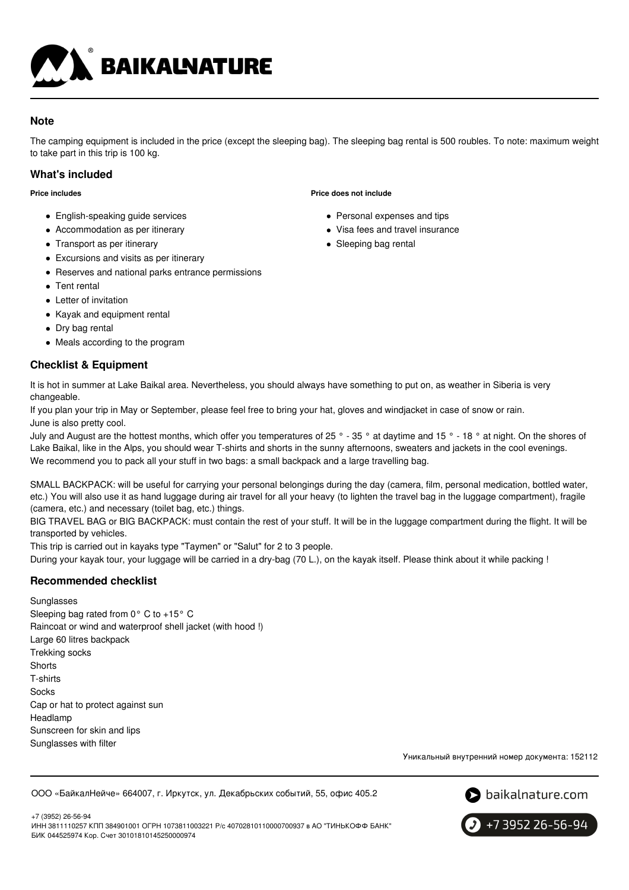## Note

The camping equipment is included in the price (except the sleeping bag). The sleeping bag rental is 500 roubles. To note: maximum weight to take part in this trip is 100 kg.

## What's included

**Price includes**

- English-speaking guide services
- Accommodation as per itinerary
- Transport as per itinerary
- Excursions and visits as per itinerary
- Reserves and national parks entrance permissions
- Tent rental
- Letter of invitation
- Kayak and equipment rental
- Dry bag rental
- Meals according to the program

**Price does not include**

- Personal expenses and tips
- Visa fees and travel insurance
- Sleeping bag rental

## Checklist & Equipment

It is hot in summer at Lake Baikal area. Nevertheless, you should always have something to put on, as weather in Siberia is very changeable.
If you plan your trip in May or September, please feel free to bring your hat, gloves and windjacket in case of snow or rain.
June is also pretty cool.
July and August are the hottest months, which offer you temperatures of 25 ° - 35 ° at daytime and 15 ° - 18 ° at night. On the shores of Lake Baikal, like in the Alps, you should wear T-shirts and shorts in the sunny afternoons, sweaters and jackets in the cool evenings.
We recommend you to pack all your stuff in two bags: a small backpack and a large travelling bag.

SMALL BACKPACK: will be useful for carrying your personal belongings during the day (camera, film, personal medication, bottled water, etc.) You will also use it as hand luggage during air travel for all your heavy (to lighten the travel bag in the luggage compartment), fragile (camera, etc.) and necessary (toilet bag, etc.) things.
BIG TRAVEL BAG or BIG BACKPACK: must contain the rest of your stuff. It will be in the luggage compartment during the flight. It will be transported by vehicles.
This trip is carried out in kayaks type "Taymen" or "Salut" for 2 to 3 people.
During your kayak tour, your luggage will be carried in a dry-bag (70 L.), on the kayak itself. Please think about it while packing !

## Recommended checklist

Sunglasses
Sleeping bag rated from 0° C to +15° C
Raincoat or wind and waterproof shell jacket (with hood !)
Large 60 litres backpack
Trekking socks
Shorts
T-shirts
Socks
Cap or hat to protect against sun
Headlamp
Sunscreen for skin and lips
Sunglasses with filter

Уникальный внутренний номер документа: 152112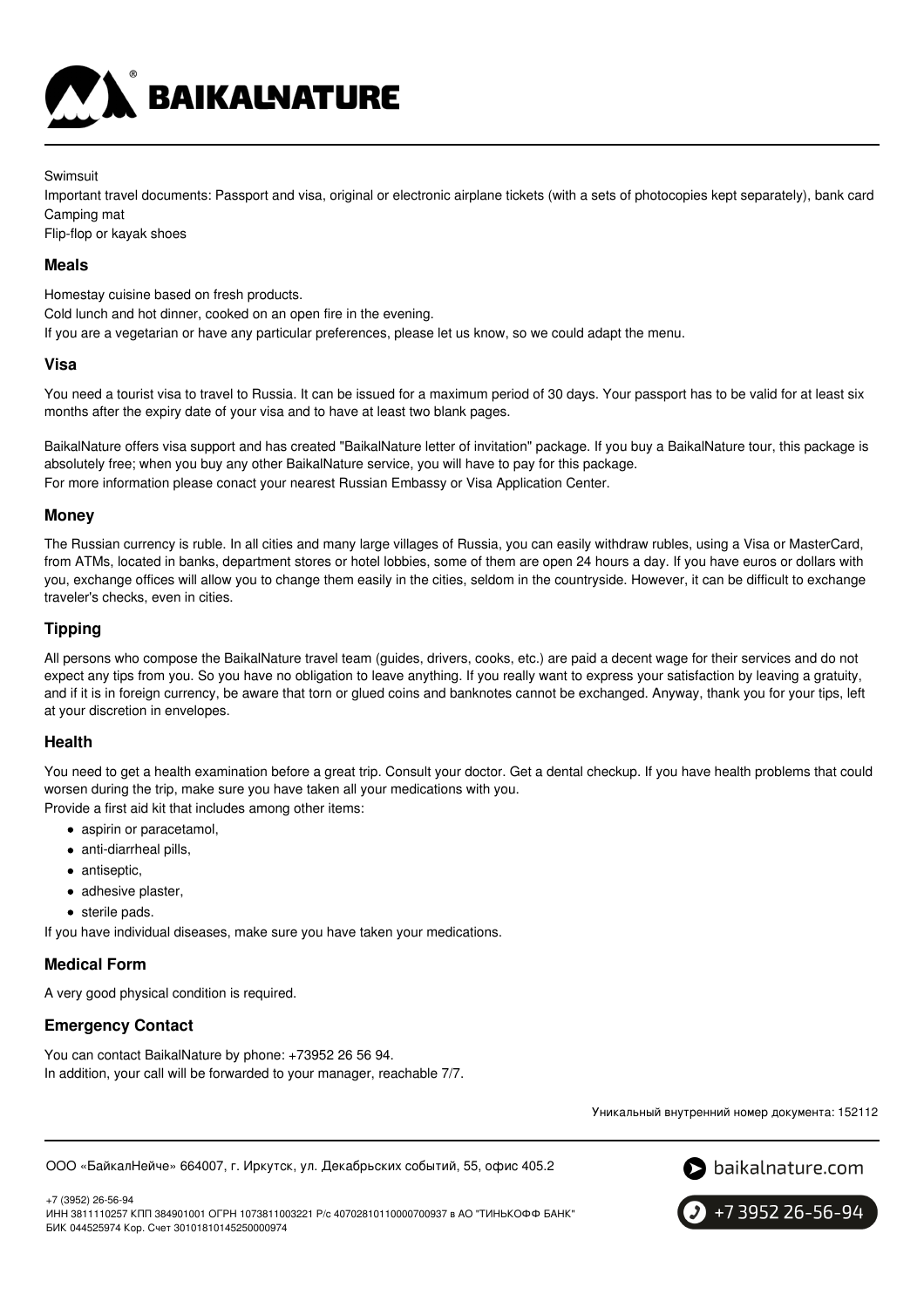Swimsuit
Important travel documents: Passport and visa, original or electronic airplane tickets (with a sets of photocopies kept separately), bank card
Camping mat
Flip-flop or kayak shoes

### Meals

Homestay cuisine based on fresh products.
Cold lunch and hot dinner, cooked on an open fire in the evening.
If you are a vegetarian or have any particular preferences, please let us know, so we could adapt the menu.

### Visa

You need a tourist visa to travel to Russia. It can be issued for a maximum period of 30 days. Your passport has to be valid for at least six months after the expiry date of your visa and to have at least two blank pages.

BaikalNature offers visa support and has created "BaikalNature letter of invitation" package. If you buy a BaikalNature tour, this package is absolutely free; when you buy any other BaikalNature service, you will have to pay for this package.
For more information please conact your nearest Russian Embassy or Visa Application Center.

### Money

The Russian currency is ruble. In all cities and many large villages of Russia, you can easily withdraw rubles, using a Visa or MasterCard, from ATMs, located in banks, department stores or hotel lobbies, some of them are open 24 hours a day. If you have euros or dollars with you, exchange offices will allow you to change them easily in the cities, seldom in the countryside. However, it can be difficult to exchange traveler's checks, even in cities.

### Tipping

All persons who compose the BaikalNature travel team (guides, drivers, cooks, etc.) are paid a decent wage for their services and do not expect any tips from you. So you have no obligation to leave anything. If you really want to express your satisfaction by leaving a gratuity, and if it is in foreign currency, be aware that torn or glued coins and banknotes cannot be exchanged. Anyway, thank you for your tips, left at your discretion in envelopes.

### Health

You need to get a health examination before a great trip. Consult your doctor. Get a dental checkup. If you have health problems that could worsen during the trip, make sure you have taken all your medications with you.
Provide a first aid kit that includes among other items:

- aspirin or paracetamol,
- anti-diarrheal pills,
- antiseptic,
- adhesive plaster,
- sterile pads.

If you have individual diseases, make sure you have taken your medications.

### Medical Form

A very good physical condition is required.

### Emergency Contact

You can contact BaikalNature by phone: +73952 26 56 94.
In addition, your call will be forwarded to your manager, reachable 7/7.

Уникальный внутренний номер документа: 152112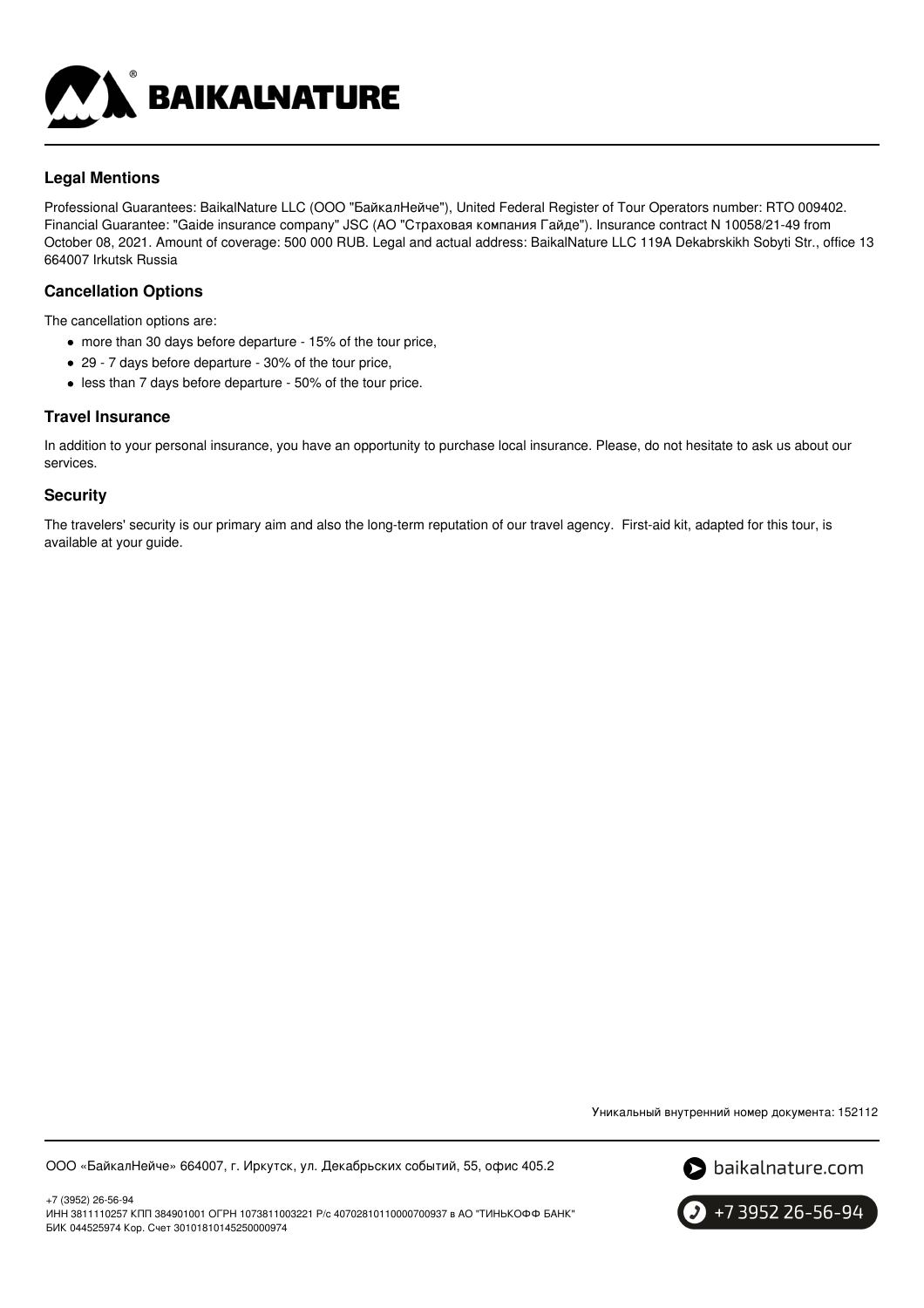## Legal Mentions

Professional Guarantees: BaikalNature LLC (ООО "БайкалНейче"), United Federal Register of Tour Operators number: RTO 009402. Financial Guarantee: "Gaide insurance company" JSC (АО "Страховая компания Гайде"). Insurance contract N 10058/21-49 from October 08, 2021. Amount of coverage: 500 000 RUB. Legal and actual address: BaikalNature LLC 119A Dekabrskikh Sobyti Str., office 13 664007 Irkutsk Russia

## Cancellation Options

The cancellation options are:

- more than 30 days before departure - 15% of the tour price,
- 29 - 7 days before departure - 30% of the tour price,
- less than 7 days before departure - 50% of the tour price.

## Travel Insurance

In addition to your personal insurance, you have an opportunity to purchase local insurance. Please, do not hesitate to ask us about our services.

## Security

The travelers' security is our primary aim and also the long-term reputation of our travel agency. First-aid kit, adapted for this tour, is available at your guide.

Уникальный внутренний номер документа: 152112